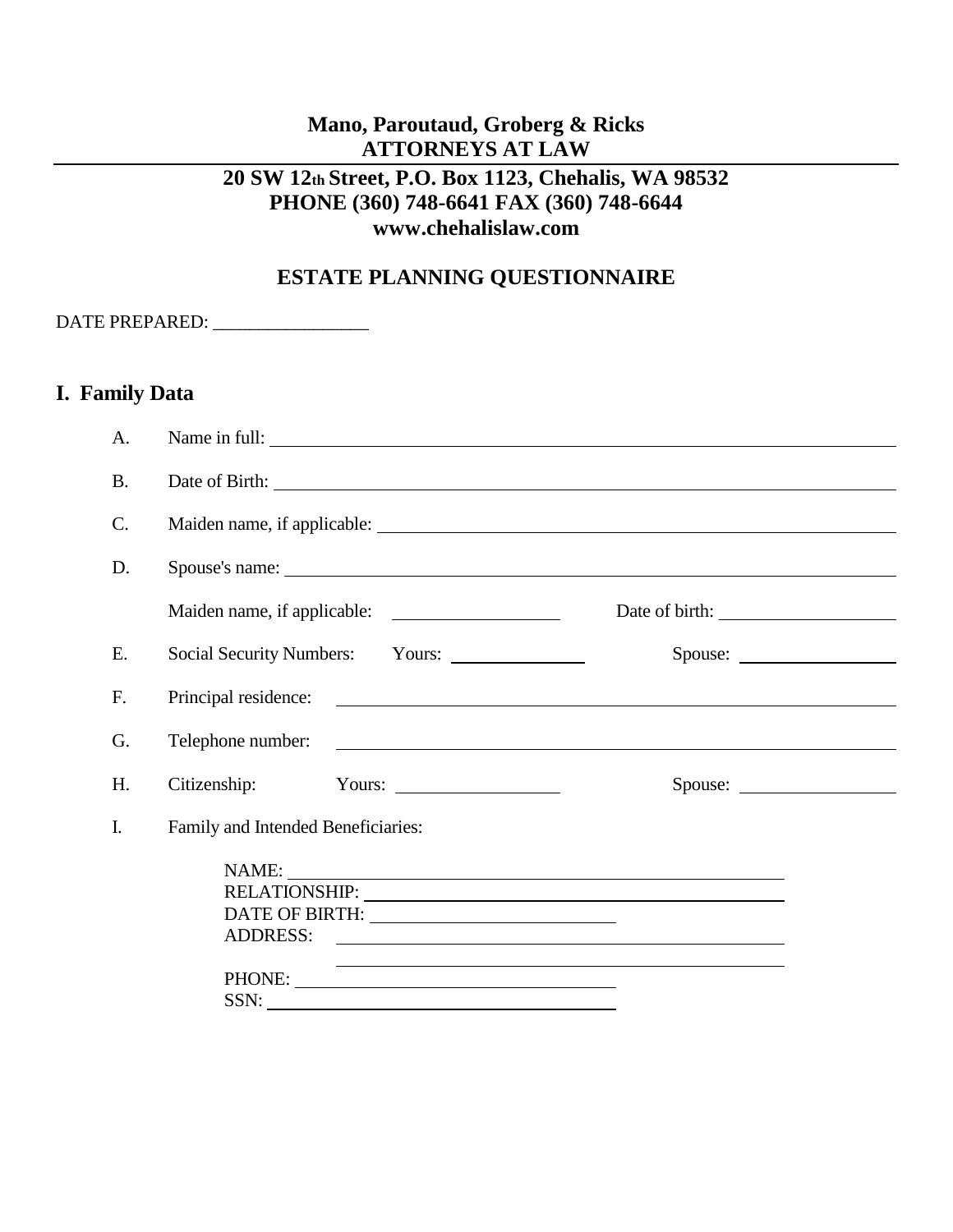**Mano, Paroutaud, Groberg & Ricks**
**ATTORNEYS AT LAW**

---

**20 SW 12th Street, P.O. Box 1123, Chehalis, WA 98532**
**PHONE (360) 748-6641 FAX (360) 748-6644**
**www.chehalislaw.com**

# ESTATE PLANNING QUESTIONNAIRE

DATE PREPARED: _________________

## I. Family Data

A. Name in full: ______________________________

B. Date of Birth: ______________________________

C. Maiden name, if applicable: ______________________________

D. Spouse's name: ______________________________

Maiden name, if applicable: __________________ Date of birth: __________________

E. Social Security Numbers: Yours: ______________ Spouse: __________________

F. Principal residence: ______________________________

G. Telephone number: ______________________________

H. Citizenship: Yours: __________________ Spouse: __________________

I. Family and Intended Beneficiaries:

NAME: ______________________________
RELATIONSHIP: ______________________________
DATE OF BIRTH: ______________________________
ADDRESS: ______________________________
______________________________
PHONE: ______________________________
SSN: ______________________________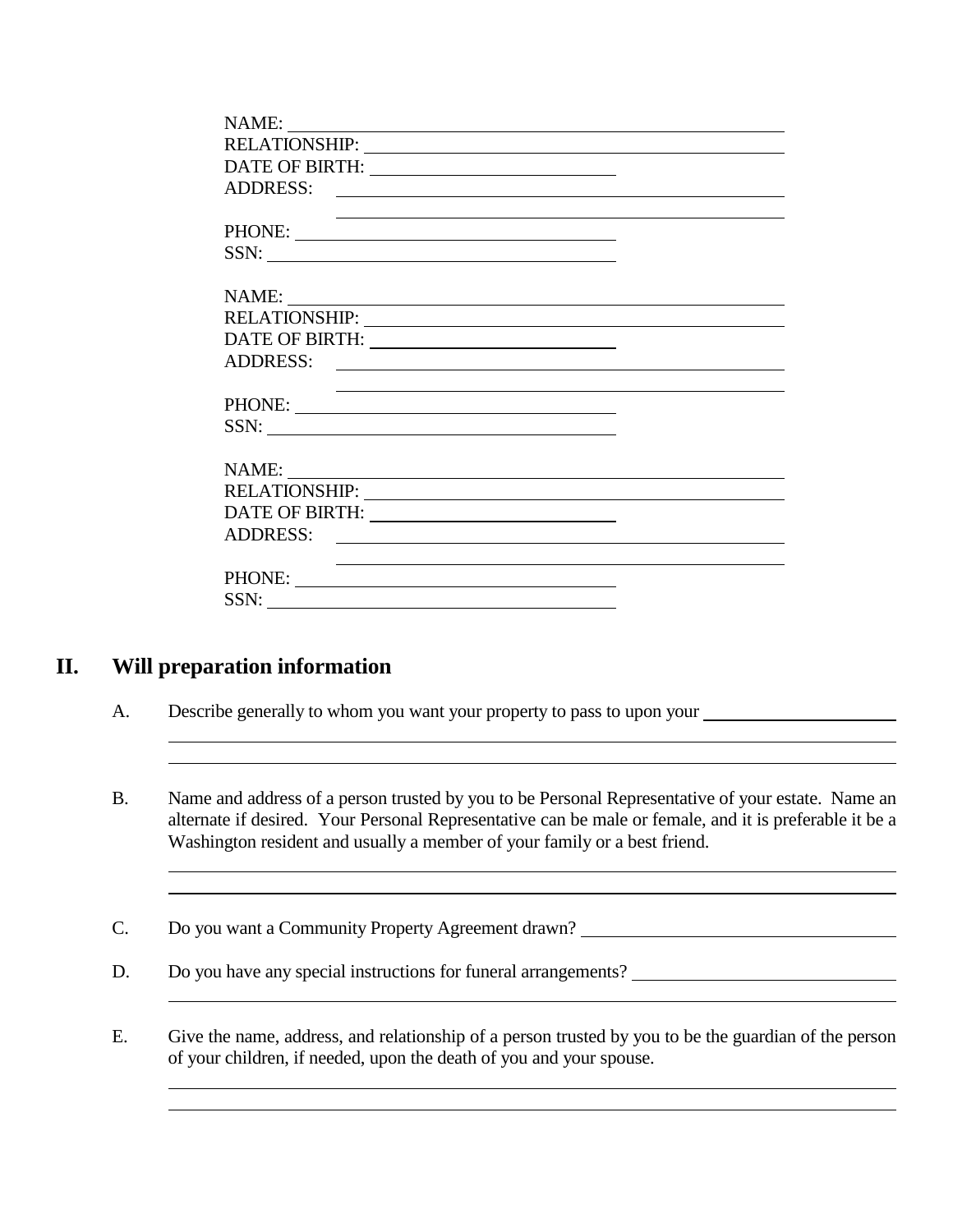NAME: ______________________________________________

RELATIONSHIP: ______________________________________

DATE OF BIRTH: ________________________

ADDRESS: __________________________________________

__________________________________________

PHONE: ______________________________

SSN: ______________________________

NAME: ______________________________________________

RELATIONSHIP: ______________________________________

DATE OF BIRTH: ________________________

ADDRESS: __________________________________________

__________________________________________

PHONE: ______________________________

SSN: ______________________________

NAME: ______________________________________________

RELATIONSHIP: ______________________________________

DATE OF BIRTH: ________________________

ADDRESS: __________________________________________

__________________________________________

PHONE: ______________________________

SSN: ______________________________

## II. Will preparation information

A. Describe generally to whom you want your property to pass to upon your ____________________

______________________________________________________________________________

______________________________________________________________________________

B. Name and address of a person trusted by you to be Personal Representative of your estate. Name an alternate if desired. Your Personal Representative can be male or female, and it is preferable it be a Washington resident and usually a member of your family or a best friend.

______________________________________________________________________________

______________________________________________________________________________

C. Do you want a Community Property Agreement drawn? ______________________________

D. Do you have any special instructions for funeral arrangements? __________________________

______________________________________________________________________________

E. Give the name, address, and relationship of a person trusted by you to be the guardian of the person of your children, if needed, upon the death of you and your spouse.

______________________________________________________________________________

______________________________________________________________________________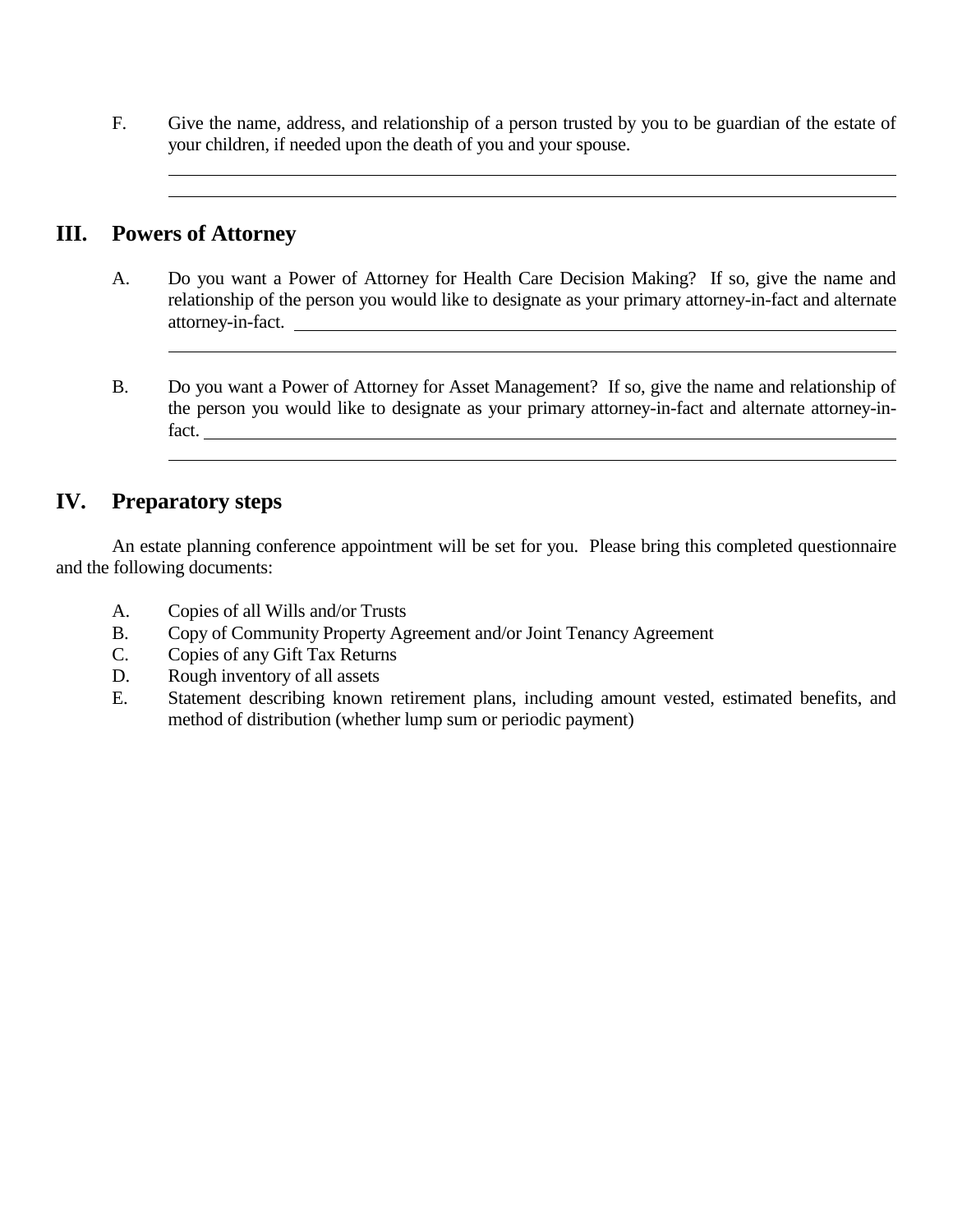F. Give the name, address, and relationship of a person trusted by you to be guardian of the estate of your children, if needed upon the death of you and your spouse.

______________________________________________________________________

______________________________________________________________________

## III. Powers of Attorney

A. Do you want a Power of Attorney for Health Care Decision Making? If so, give the name and relationship of the person you would like to designate as your primary attorney-in-fact and alternate attorney-in-fact. ______________________________________________________________________

______________________________________________________________________

B. Do you want a Power of Attorney for Asset Management? If so, give the name and relationship of the person you would like to designate as your primary attorney-in-fact and alternate attorney-in-fact. ______________________________________________________________________

______________________________________________________________________

## IV. Preparatory steps

An estate planning conference appointment will be set for you. Please bring this completed questionnaire and the following documents:

A. Copies of all Wills and/or Trusts
B. Copy of Community Property Agreement and/or Joint Tenancy Agreement
C. Copies of any Gift Tax Returns
D. Rough inventory of all assets
E. Statement describing known retirement plans, including amount vested, estimated benefits, and method of distribution (whether lump sum or periodic payment)